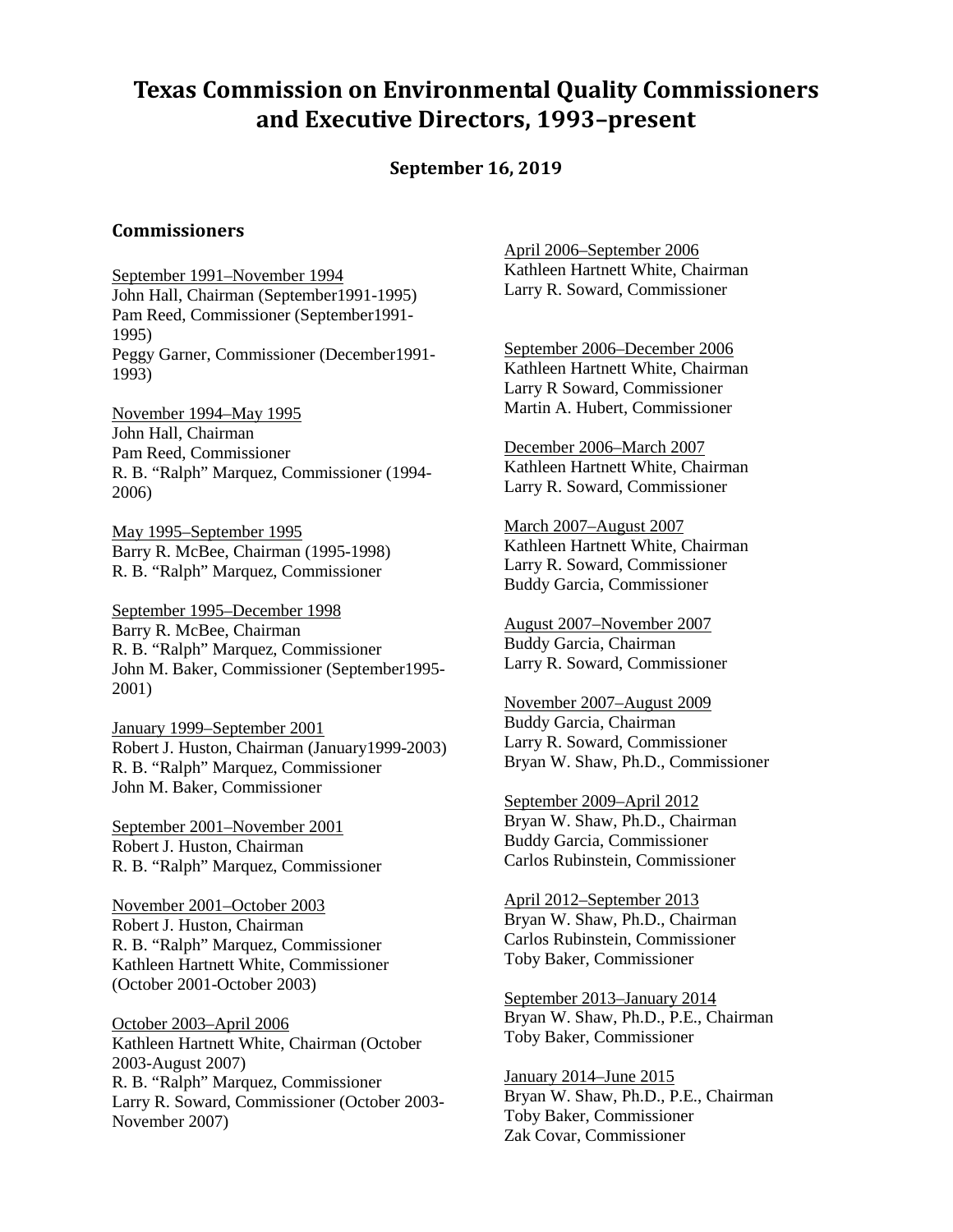# Texas Commission on Environmental Quality Commissioners and Executive Directors, 1993–present

**September 16, 2019**

## Commissioners

September 1991–November 1994
John Hall, Chairman (September1991-1995)
Pam Reed, Commissioner (September1991-1995)
Peggy Garner, Commissioner (December1991-1993)

November 1994–May 1995
John Hall, Chairman
Pam Reed, Commissioner
R. B. "Ralph" Marquez, Commissioner (1994-2006)

May 1995–September 1995
Barry R. McBee, Chairman (1995-1998)
R. B. "Ralph" Marquez, Commissioner

September 1995–December 1998
Barry R. McBee, Chairman
R. B. "Ralph" Marquez, Commissioner
John M. Baker, Commissioner (September1995-2001)

January 1999–September 2001
Robert J. Huston, Chairman (January1999-2003)
R. B. "Ralph" Marquez, Commissioner
John M. Baker, Commissioner

September 2001–November 2001
Robert J. Huston, Chairman
R. B. "Ralph" Marquez, Commissioner

November 2001–October 2003
Robert J. Huston, Chairman
R. B. "Ralph" Marquez, Commissioner
Kathleen Hartnett White, Commissioner (October 2001-October 2003)

October 2003–April 2006
Kathleen Hartnett White, Chairman (October 2003-August 2007)
R. B. "Ralph" Marquez, Commissioner
Larry R. Soward, Commissioner (October 2003-November 2007)

April 2006–September 2006
Kathleen Hartnett White, Chairman
Larry R. Soward, Commissioner

September 2006–December 2006
Kathleen Hartnett White, Chairman
Larry R Soward, Commissioner
Martin A. Hubert, Commissioner

December 2006–March 2007
Kathleen Hartnett White, Chairman
Larry R. Soward, Commissioner

March 2007–August 2007
Kathleen Hartnett White, Chairman
Larry R. Soward, Commissioner
Buddy Garcia, Commissioner

August 2007–November 2007
Buddy Garcia, Chairman
Larry R. Soward, Commissioner

November 2007–August 2009
Buddy Garcia, Chairman
Larry R. Soward, Commissioner
Bryan W. Shaw, Ph.D., Commissioner

September 2009–April 2012
Bryan W. Shaw, Ph.D., Chairman
Buddy Garcia, Commissioner
Carlos Rubinstein, Commissioner

April 2012–September 2013
Bryan W. Shaw, Ph.D., Chairman
Carlos Rubinstein, Commissioner
Toby Baker, Commissioner

September 2013–January 2014
Bryan W. Shaw, Ph.D., P.E., Chairman
Toby Baker, Commissioner

January 2014–June 2015
Bryan W. Shaw, Ph.D., P.E., Chairman
Toby Baker, Commissioner
Zak Covar, Commissioner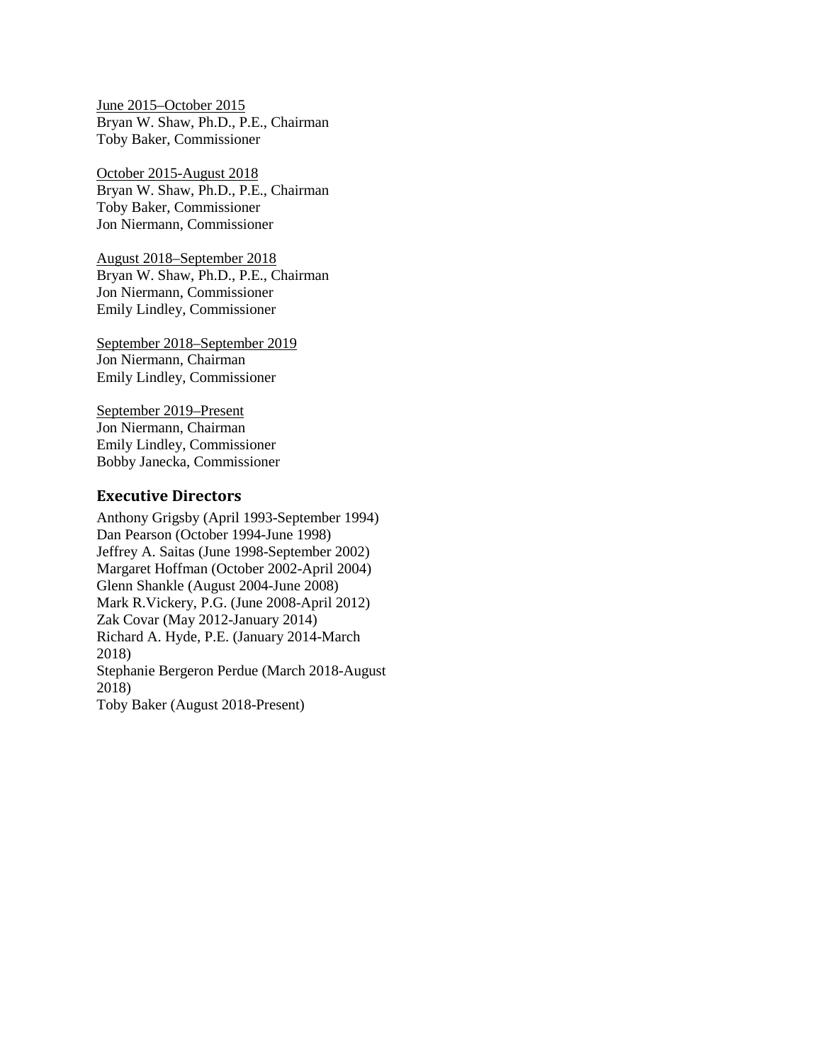<u>June 2015–October 2015</u>
Bryan W. Shaw, Ph.D., P.E., Chairman
Toby Baker, Commissioner

<u>October 2015-August 2018</u>
Bryan W. Shaw, Ph.D., P.E., Chairman
Toby Baker, Commissioner
Jon Niermann, Commissioner

<u>August 2018–September 2018</u>
Bryan W. Shaw, Ph.D., P.E., Chairman
Jon Niermann, Commissioner
Emily Lindley, Commissioner

<u>September 2018–September 2019</u>
Jon Niermann, Chairman
Emily Lindley, Commissioner

<u>September 2019–Present</u>
Jon Niermann, Chairman
Emily Lindley, Commissioner
Bobby Janecka, Commissioner

## Executive Directors

Anthony Grigsby (April 1993-September 1994)
Dan Pearson (October 1994-June 1998)
Jeffrey A. Saitas (June 1998-September 2002)
Margaret Hoffman (October 2002-April 2004)
Glenn Shankle (August 2004-June 2008)
Mark R.Vickery, P.G. (June 2008-April 2012)
Zak Covar (May 2012-January 2014)
Richard A. Hyde, P.E. (January 2014-March 2018)
Stephanie Bergeron Perdue (March 2018-August 2018)
Toby Baker (August 2018-Present)